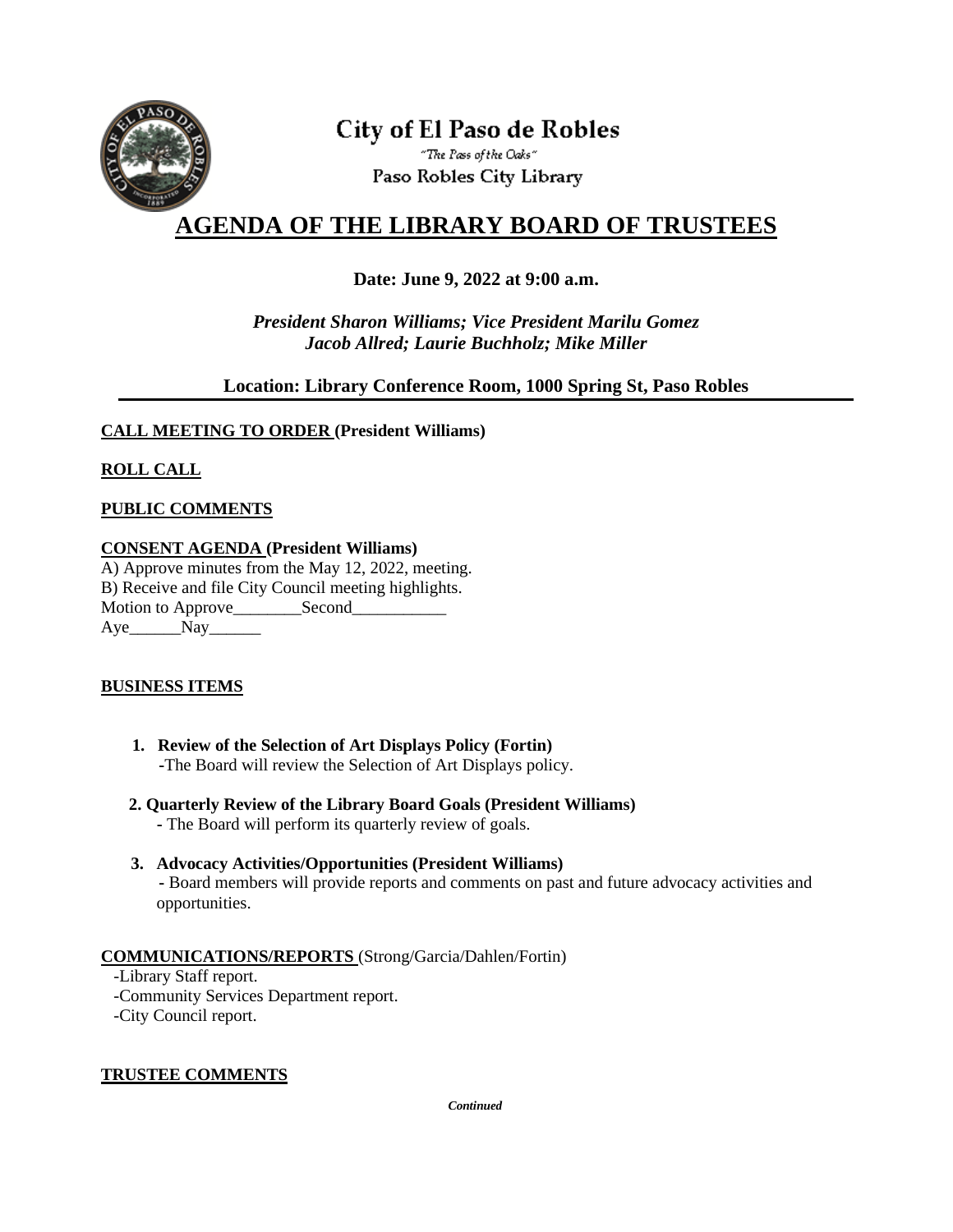City of El Paso de Robles

"The Pass of the Oaks"

Paso Robles City Library

# AGENDA OF THE LIBRARY BOARD OF TRUSTEES

**Date: June 9, 2022 at 9:00 a.m.**

***President Sharon Williams; Vice President Marilu Gomez***
***Jacob Allred; Laurie Buchholz; Mike Miller***

**Location: Library Conference Room, 1000 Spring St, Paso Robles**

---

**CALL MEETING TO ORDER (President Williams)**

**ROLL CALL**

**PUBLIC COMMENTS**

**CONSENT AGENDA (President Williams)**

A) Approve minutes from the May 12, 2022, meeting.
B) Receive and file City Council meeting highlights.
Motion to Approve________Second___________
Aye______Nay______

**BUSINESS ITEMS**

1. **Review of the Selection of Art Displays Policy (Fortin)**
   -The Board will review the Selection of Art Displays policy.

2. **Quarterly Review of the Library Board Goals (President Williams)**
   - The Board will perform its quarterly review of goals.

3. **Advocacy Activities/Opportunities (President Williams)**
   - Board members will provide reports and comments on past and future advocacy activities and opportunities.

**COMMUNICATIONS/REPORTS** (Strong/Garcia/Dahlen/Fortin)

-Library Staff report.
-Community Services Department report.
-City Council report.

**TRUSTEE COMMENTS**

***Continued***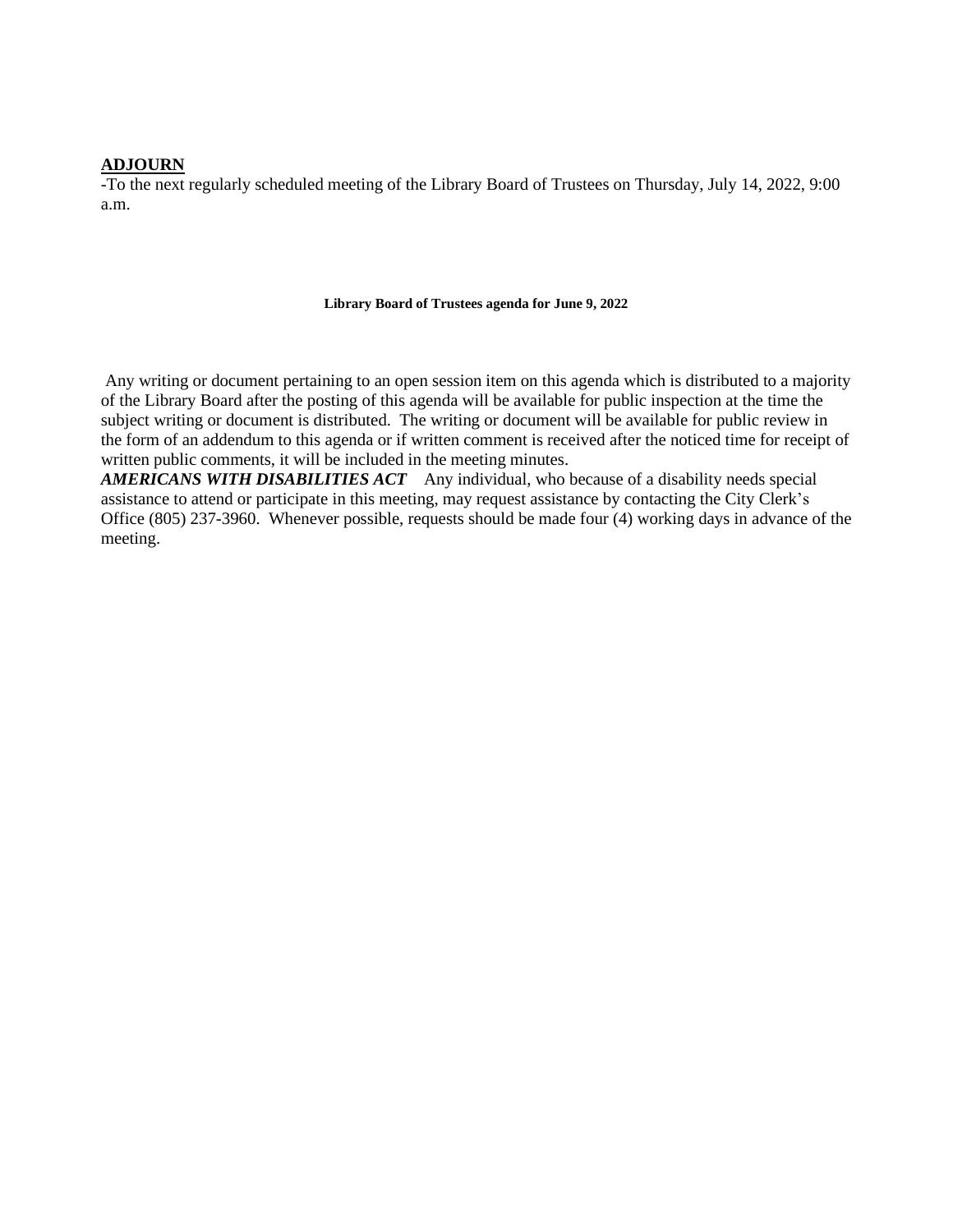**ADJOURN**

-To the next regularly scheduled meeting of the Library Board of Trustees on Thursday, July 14, 2022, 9:00 a.m.

**Library Board of Trustees agenda for June 9, 2022**

Any writing or document pertaining to an open session item on this agenda which is distributed to a majority of the Library Board after the posting of this agenda will be available for public inspection at the time the subject writing or document is distributed. The writing or document will be available for public review in the form of an addendum to this agenda or if written comment is received after the noticed time for receipt of written public comments, it will be included in the meeting minutes.

***AMERICANS WITH DISABILITIES ACT*** Any individual, who because of a disability needs special assistance to attend or participate in this meeting, may request assistance by contacting the City Clerk's Office (805) 237-3960. Whenever possible, requests should be made four (4) working days in advance of the meeting.